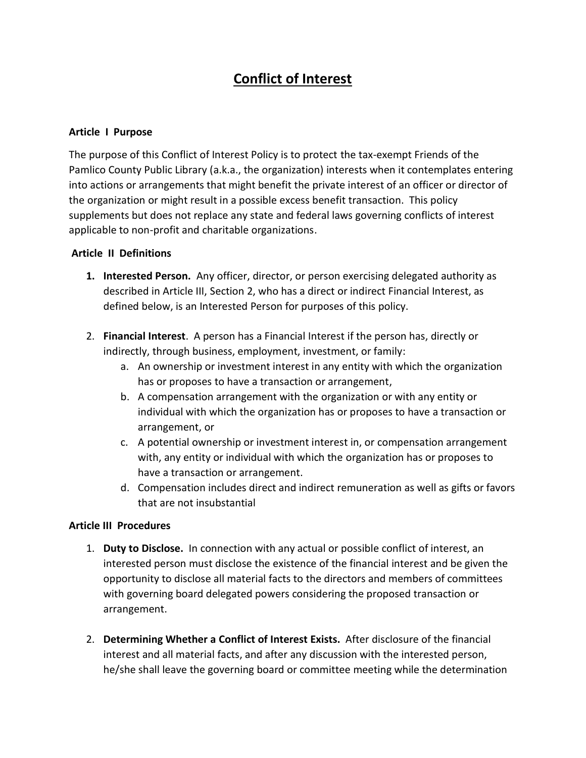# Conflict of Interest

## Article I Purpose

The purpose of this Conflict of Interest Policy is to protect the tax-exempt Friends of the Pamlico County Public Library (a.k.a., the organization) interests when it contemplates entering into actions or arrangements that might benefit the private interest of an officer or director of the organization or might result in a possible excess benefit transaction. This policy supplements but does not replace any state and federal laws governing conflicts of interest applicable to non-profit and charitable organizations.

## Article II Definitions

1. **Interested Person.** Any officer, director, or person exercising delegated authority as described in Article III, Section 2, who has a direct or indirect Financial Interest, as defined below, is an Interested Person for purposes of this policy.

2. **Financial Interest**. A person has a Financial Interest if the person has, directly or indirectly, through business, employment, investment, or family:
   a. An ownership or investment interest in any entity with which the organization has or proposes to have a transaction or arrangement,
   b. A compensation arrangement with the organization or with any entity or individual with which the organization has or proposes to have a transaction or arrangement, or
   c. A potential ownership or investment interest in, or compensation arrangement with, any entity or individual with which the organization has or proposes to have a transaction or arrangement.
   d. Compensation includes direct and indirect remuneration as well as gifts or favors that are not insubstantial

## Article III Procedures

1. **Duty to Disclose.** In connection with any actual or possible conflict of interest, an interested person must disclose the existence of the financial interest and be given the opportunity to disclose all material facts to the directors and members of committees with governing board delegated powers considering the proposed transaction or arrangement.

2. **Determining Whether a Conflict of Interest Exists.** After disclosure of the financial interest and all material facts, and after any discussion with the interested person, he/she shall leave the governing board or committee meeting while the determination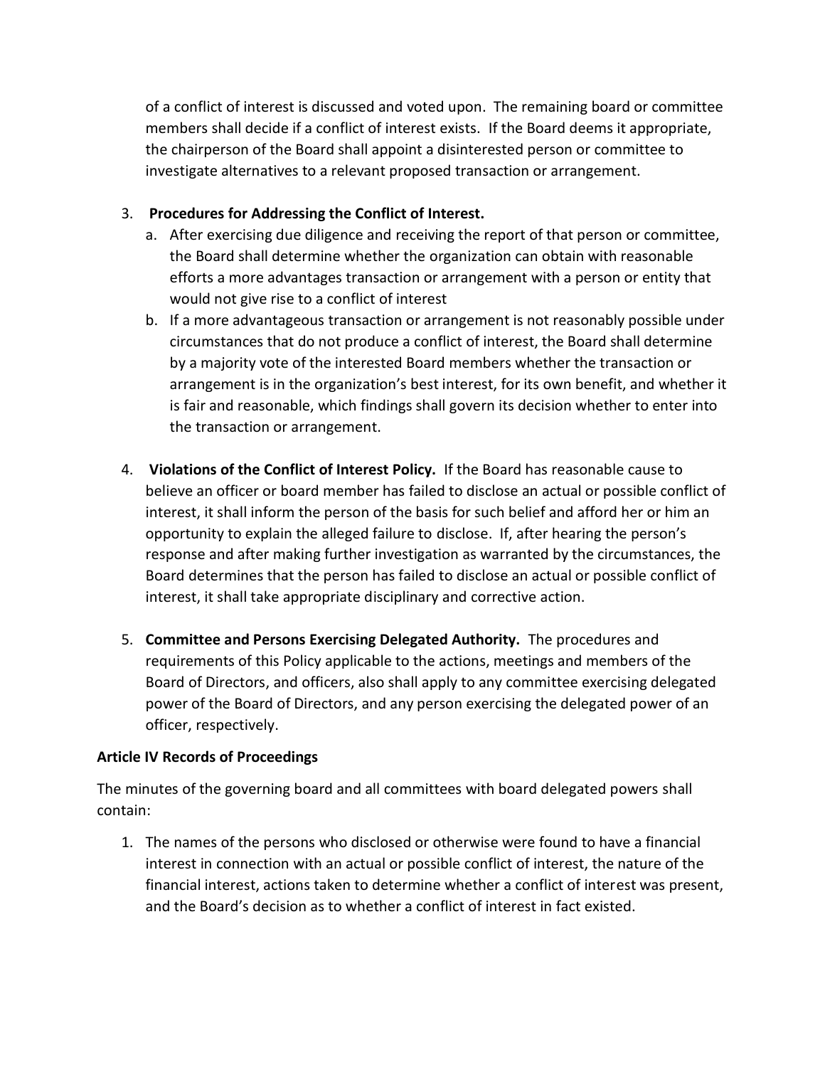of a conflict of interest is discussed and voted upon. The remaining board or committee members shall decide if a conflict of interest exists. If the Board deems it appropriate, the chairperson of the Board shall appoint a disinterested person or committee to investigate alternatives to a relevant proposed transaction or arrangement.

3. **Procedures for Addressing the Conflict of Interest.**
   a. After exercising due diligence and receiving the report of that person or committee, the Board shall determine whether the organization can obtain with reasonable efforts a more advantages transaction or arrangement with a person or entity that would not give rise to a conflict of interest
   b. If a more advantageous transaction or arrangement is not reasonably possible under circumstances that do not produce a conflict of interest, the Board shall determine by a majority vote of the interested Board members whether the transaction or arrangement is in the organization's best interest, for its own benefit, and whether it is fair and reasonable, which findings shall govern its decision whether to enter into the transaction or arrangement.

4. **Violations of the Conflict of Interest Policy.** If the Board has reasonable cause to believe an officer or board member has failed to disclose an actual or possible conflict of interest, it shall inform the person of the basis for such belief and afford her or him an opportunity to explain the alleged failure to disclose. If, after hearing the person's response and after making further investigation as warranted by the circumstances, the Board determines that the person has failed to disclose an actual or possible conflict of interest, it shall take appropriate disciplinary and corrective action.

5. **Committee and Persons Exercising Delegated Authority.** The procedures and requirements of this Policy applicable to the actions, meetings and members of the Board of Directors, and officers, also shall apply to any committee exercising delegated power of the Board of Directors, and any person exercising the delegated power of an officer, respectively.

**Article IV Records of Proceedings**

The minutes of the governing board and all committees with board delegated powers shall contain:

1. The names of the persons who disclosed or otherwise were found to have a financial interest in connection with an actual or possible conflict of interest, the nature of the financial interest, actions taken to determine whether a conflict of interest was present, and the Board's decision as to whether a conflict of interest in fact existed.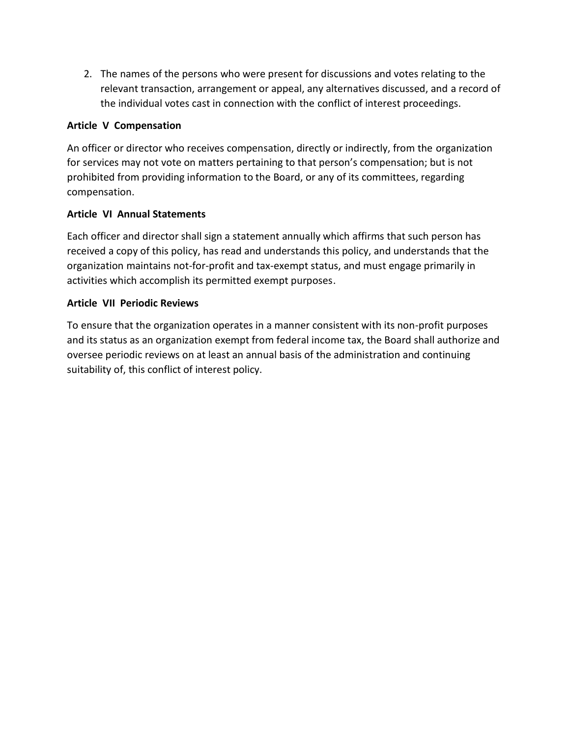2. The names of the persons who were present for discussions and votes relating to the relevant transaction, arrangement or appeal, any alternatives discussed, and a record of the individual votes cast in connection with the conflict of interest proceedings.

**Article V Compensation**

An officer or director who receives compensation, directly or indirectly, from the organization for services may not vote on matters pertaining to that person's compensation; but is not prohibited from providing information to the Board, or any of its committees, regarding compensation.

**Article VI Annual Statements**

Each officer and director shall sign a statement annually which affirms that such person has received a copy of this policy, has read and understands this policy, and understands that the organization maintains not-for-profit and tax-exempt status, and must engage primarily in activities which accomplish its permitted exempt purposes.

**Article VII Periodic Reviews**

To ensure that the organization operates in a manner consistent with its non-profit purposes and its status as an organization exempt from federal income tax, the Board shall authorize and oversee periodic reviews on at least an annual basis of the administration and continuing suitability of, this conflict of interest policy.